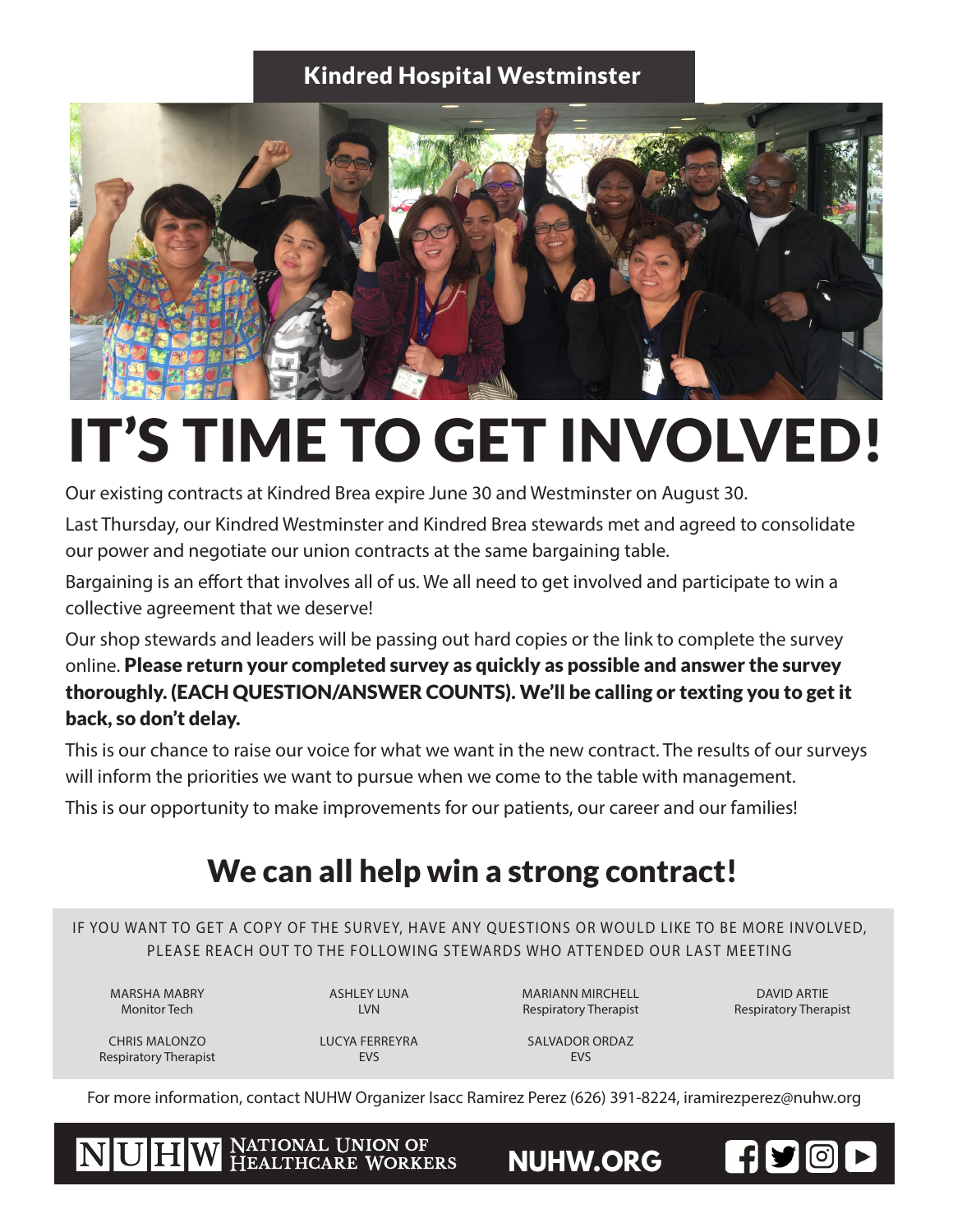**Kindred Hospital Westminster**

# IT'S TIME TO GET INVOLVED!

Our existing contracts at Kindred Brea expire June 30 and Westminster on August 30.

Last Thursday, our Kindred Westminster and Kindred Brea stewards met and agreed to consolidate our power and negotiate our union contracts at the same bargaining table.

Bargaining is an effort that involves all of us. We all need to get involved and participate to win a collective agreement that we deserve!

Our shop stewards and leaders will be passing out hard copies or the link to complete the survey online. **Please return your completed survey as quickly as possible and answer the survey thoroughly. (EACH QUESTION/ANSWER COUNTS). We'll be calling or texting you to get it back, so don't delay.**

This is our chance to raise our voice for what we want in the new contract. The results of our surveys will inform the priorities we want to pursue when we come to the table with management.

This is our opportunity to make improvements for our patients, our career and our families!

## We can all help win a strong contract!

IF YOU WANT TO GET A COPY OF THE SURVEY, HAVE ANY QUESTIONS OR WOULD LIKE TO BE MORE INVOLVED, PLEASE REACH OUT TO THE FOLLOWING STEWARDS WHO ATTENDED OUR LAST MEETING

MARSHA MABRY
Monitor Tech

ASHLEY LUNA
LVN

MARIANN MIRCHELL
Respiratory Therapist

DAVID ARTIE
Respiratory Therapist

CHRIS MALONZO
Respiratory Therapist

LUCYA FERREYRA
EVS

SALVADOR ORDAZ
EVS

For more information, contact NUHW Organizer Isacc Ramirez Perez (626) 391-8224, iramirezperez@nuhw.org

NUHW NATIONAL UNION OF HEALTHCARE WORKERS

NUHW.ORG